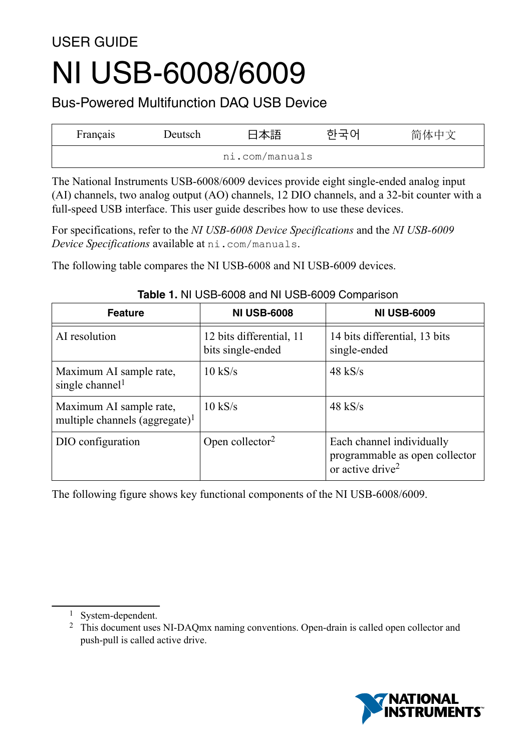USER GUIDE

# NI USB-6008/6009

## Bus-Powered Multifunction DAQ USB Device

| Français | Deutsch | 日本語 | 한국어 | 简体中文 |
|---|---|---|---|---|
| ni.com/manuals | | | | |

The National Instruments USB-6008/6009 devices provide eight single-ended analog input (AI) channels, two analog output (AO) channels, 12 DIO channels, and a 32-bit counter with a full-speed USB interface. This user guide describes how to use these devices.

For specifications, refer to the *NI USB-6008 Device Specifications* and the *NI USB-6009 Device Specifications* available at `ni.com/manuals`.

The following table compares the NI USB-6008 and NI USB-6009 devices.

**Table 1.** NI USB-6008 and NI USB-6009 Comparison

| Feature | NI USB-6008 | NI USB-6009 |
|---|---|---|
| AI resolution | 12 bits differential, 11 bits single-ended | 14 bits differential, 13 bits single-ended |
| Maximum AI sample rate, single channel[1] | 10 kS/s | 48 kS/s |
| Maximum AI sample rate, multiple channels (aggregate)[1] | 10 kS/s | 48 kS/s |
| DIO configuration | Open collector[2] | Each channel individually programmable as open collector or active drive[2] |

The following figure shows key functional components of the NI USB-6008/6009.

[1] System-dependent.

[2] This document uses NI-DAQmx naming conventions. Open-drain is called open collector and push-pull is called active drive.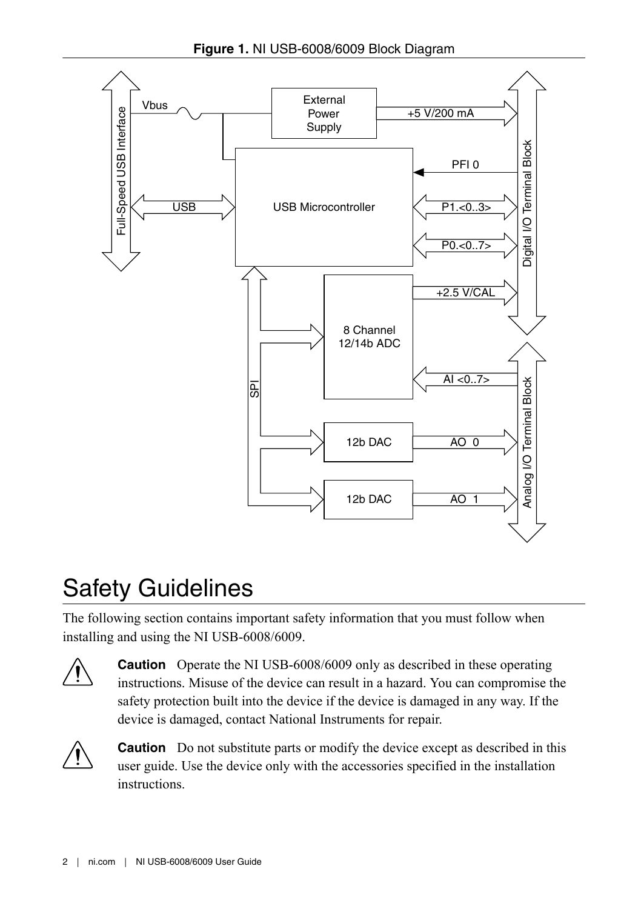**Figure 1.** NI USB-6008/6009 Block Diagram

# Safety Guidelines

The following section contains important safety information that you must follow when installing and using the NI USB-6008/6009.

**Caution** Operate the NI USB-6008/6009 only as described in these operating instructions. Misuse of the device can result in a hazard. You can compromise the safety protection built into the device if the device is damaged in any way. If the device is damaged, contact National Instruments for repair.

**Caution** Do not substitute parts or modify the device except as described in this user guide. Use the device only with the accessories specified in the installation instructions.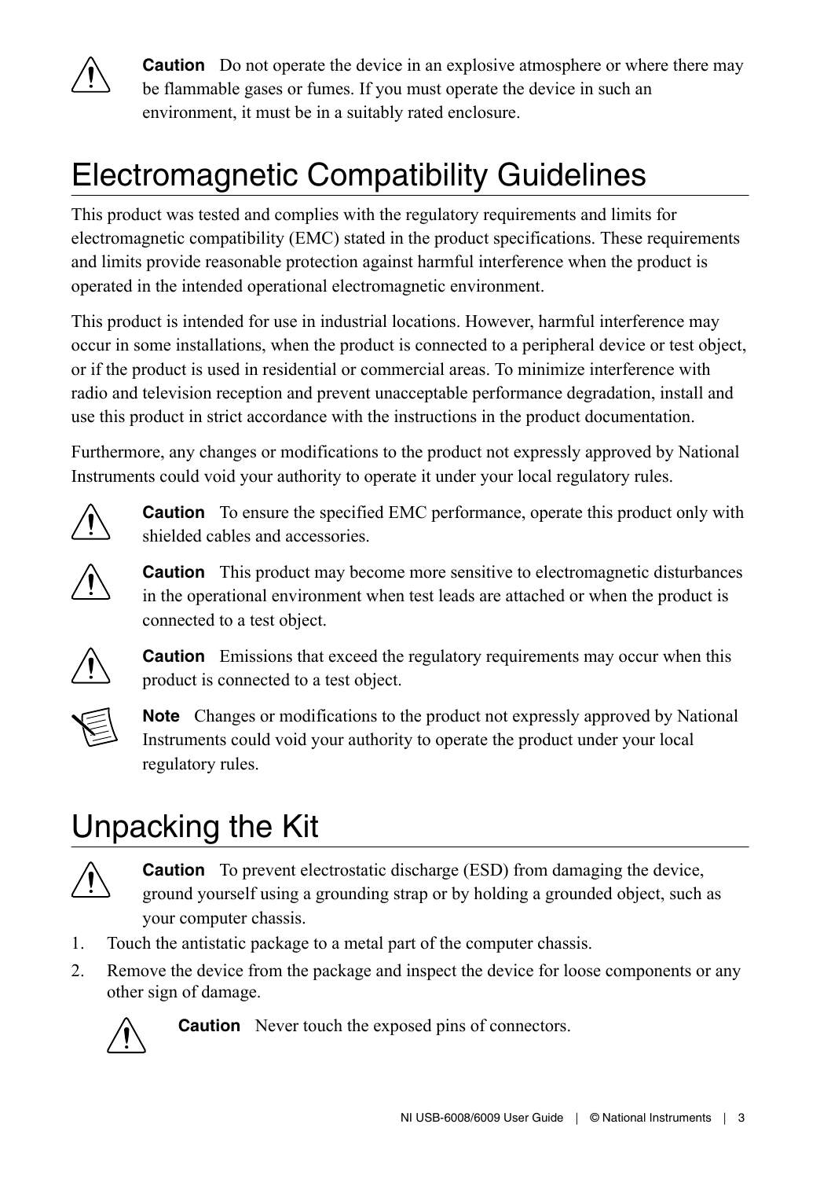**Caution** Do not operate the device in an explosive atmosphere or where there may be flammable gases or fumes. If you must operate the device in such an environment, it must be in a suitably rated enclosure.

# Electromagnetic Compatibility Guidelines

This product was tested and complies with the regulatory requirements and limits for electromagnetic compatibility (EMC) stated in the product specifications. These requirements and limits provide reasonable protection against harmful interference when the product is operated in the intended operational electromagnetic environment.

This product is intended for use in industrial locations. However, harmful interference may occur in some installations, when the product is connected to a peripheral device or test object, or if the product is used in residential or commercial areas. To minimize interference with radio and television reception and prevent unacceptable performance degradation, install and use this product in strict accordance with the instructions in the product documentation.

Furthermore, any changes or modifications to the product not expressly approved by National Instruments could void your authority to operate it under your local regulatory rules.

**Caution** To ensure the specified EMC performance, operate this product only with shielded cables and accessories.

**Caution** This product may become more sensitive to electromagnetic disturbances in the operational environment when test leads are attached or when the product is connected to a test object.

**Caution** Emissions that exceed the regulatory requirements may occur when this product is connected to a test object.

**Note** Changes or modifications to the product not expressly approved by National Instruments could void your authority to operate the product under your local regulatory rules.

# Unpacking the Kit

**Caution** To prevent electrostatic discharge (ESD) from damaging the device, ground yourself using a grounding strap or by holding a grounded object, such as your computer chassis.

1. Touch the antistatic package to a metal part of the computer chassis.
2. Remove the device from the package and inspect the device for loose components or any other sign of damage.

   **Caution** Never touch the exposed pins of connectors.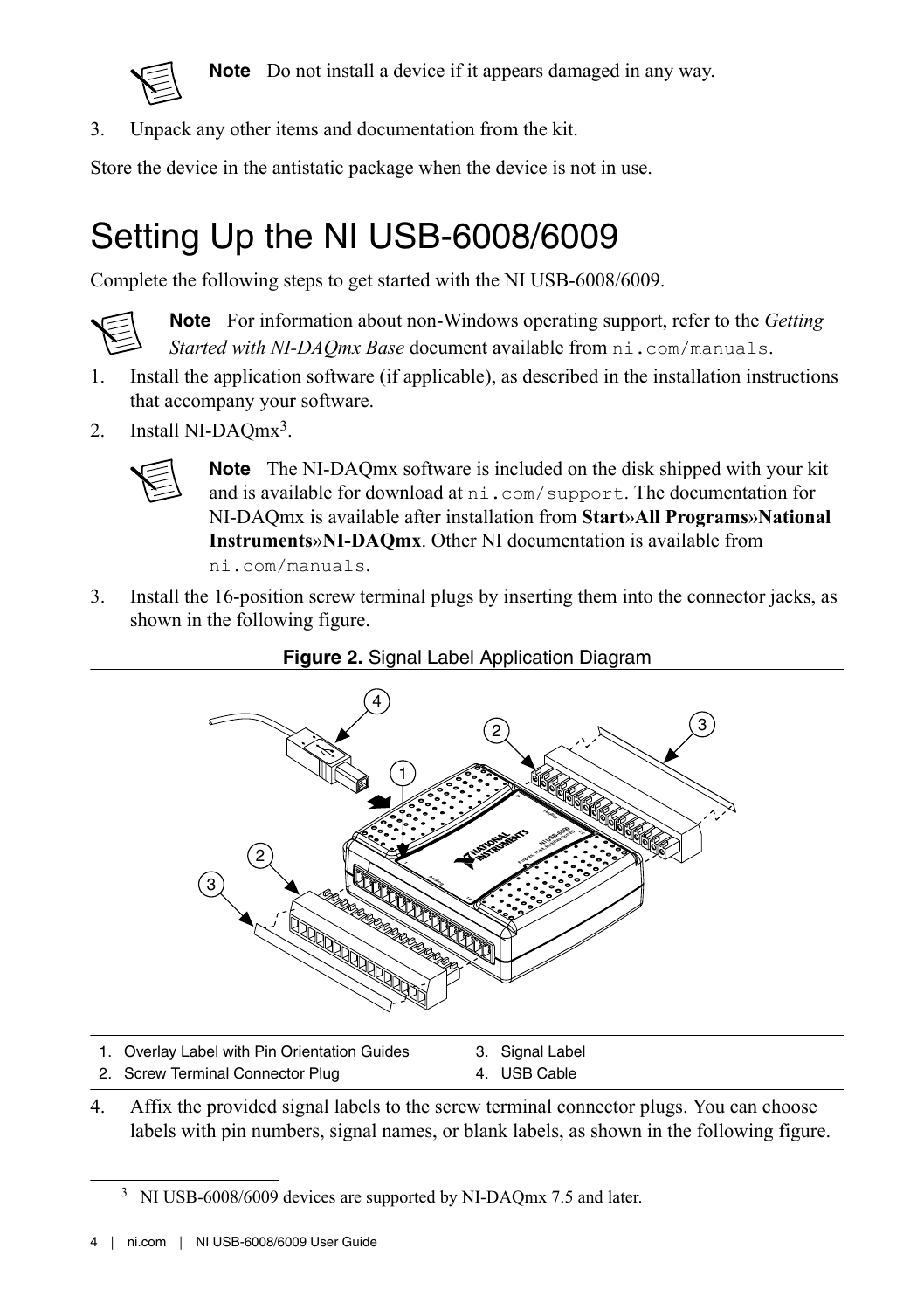**Note** Do not install a device if it appears damaged in any way.

3. Unpack any other items and documentation from the kit.

Store the device in the antistatic package when the device is not in use.

# Setting Up the NI USB-6008/6009

Complete the following steps to get started with the NI USB-6008/6009.

**Note** For information about non-Windows operating support, refer to the *Getting Started with NI-DAQmx Base* document available from `ni.com/manuals`.

1. Install the application software (if applicable), as described in the installation instructions that accompany your software.
2. Install NI-DAQmx[3].

   **Note** The NI-DAQmx software is included on the disk shipped with your kit and is available for download at `ni.com/support`. The documentation for NI-DAQmx is available after installation from **Start»All Programs»National Instruments»NI-DAQmx**. Other NI documentation is available from `ni.com/manuals`.

3. Install the 16-position screw terminal plugs by inserting them into the connector jacks, as shown in the following figure.

**Figure 2.** Signal Label Application Diagram

1. Overlay Label with Pin Orientation Guides
2. Screw Terminal Connector Plug
3. Signal Label
4. USB Cable

4. Affix the provided signal labels to the screw terminal connector plugs. You can choose labels with pin numbers, signal names, or blank labels, as shown in the following figure.

[3] NI USB-6008/6009 devices are supported by NI-DAQmx 7.5 and later.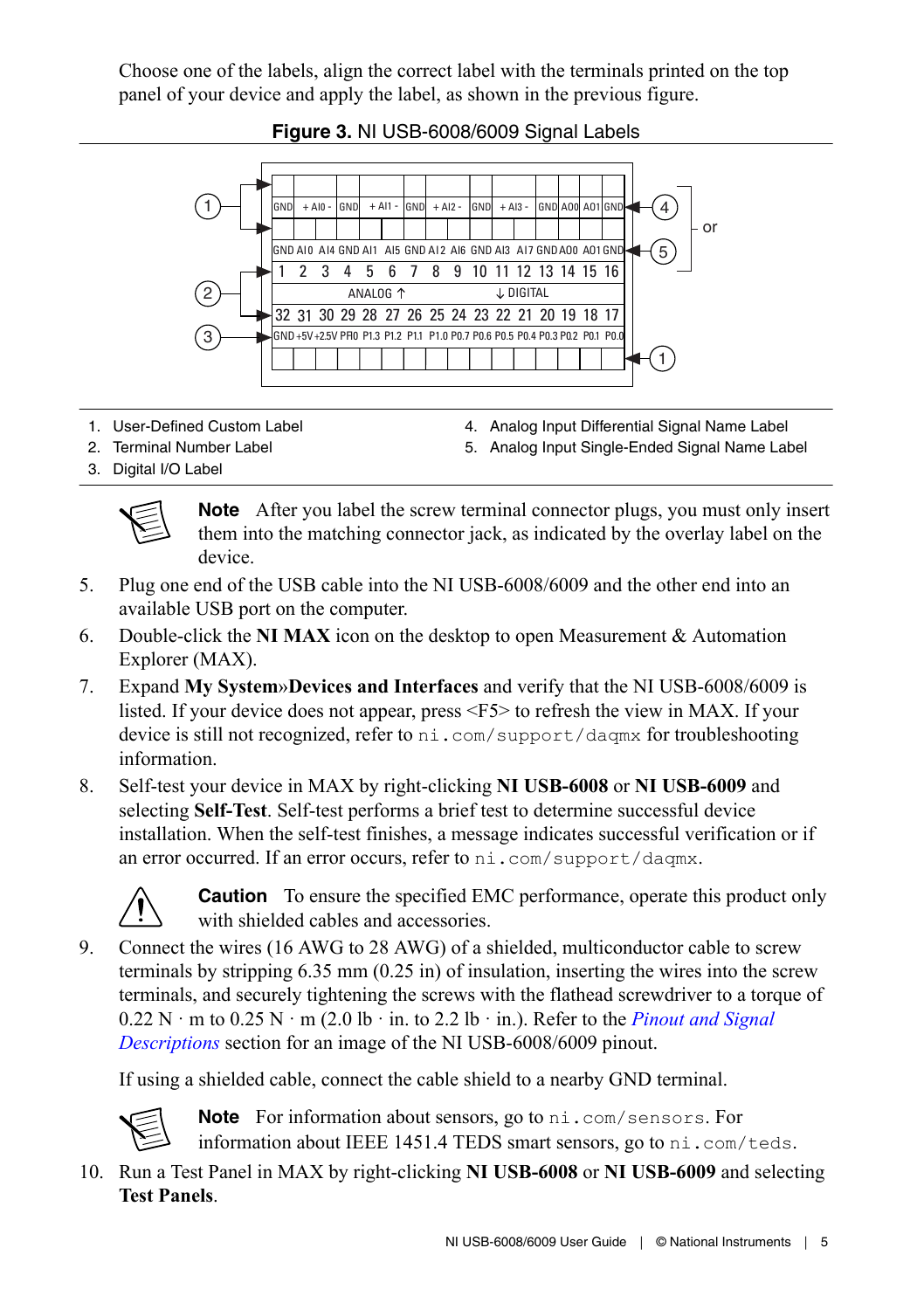Choose one of the labels, align the correct label with the terminals printed on the top panel of your device and apply the label, as shown in the previous figure.

**Figure 3.** NI USB-6008/6009 Signal Labels

| GND | + AI0 - | | GND | + AI1 - | | GND | + AI2 - | | GND | + AI3 - | | GND | AO0 | AO1 | GND |
|---|---|---|---|---|---|---|---|---|---|---|---|---|---|---|---|
| GND | AI0 | AI4 | GND | AI1 | AI5 | GND | AI2 | AI6 | GND | AI3 | AI7 | GND | AO0 | AO1 | GND |
| 1 | 2 | 3 | 4 | 5 | 6 | 7 | 8 | 9 | 10 | 11 | 12 | 13 | 14 | 15 | 16 |
| 32 | 31 | 30 | 29 | 28 | 27 | 26 | 25 | 24 | 23 | 22 | 21 | 20 | 19 | 18 | 17 |
| GND | +5V | +2.5V | PFI0 | P1.3 | P1.2 | P1.1 | P1.0 | P0.7 | P0.6 | P0.5 | P0.4 | P0.3 | P0.2 | P0.1 | P0.0 |

ANALOG ↑ ↓ DIGITAL

1. User-Defined Custom Label
2. Terminal Number Label
3. Digital I/O Label
4. Analog Input Differential Signal Name Label
5. Analog Input Single-Ended Signal Name Label

> **Note** After you label the screw terminal connector plugs, you must only insert them into the matching connector jack, as indicated by the overlay label on the device.

5. Plug one end of the USB cable into the NI USB-6008/6009 and the other end into an available USB port on the computer.
6. Double-click the **NI MAX** icon on the desktop to open Measurement & Automation Explorer (MAX).
7. Expand **My System»Devices and Interfaces** and verify that the NI USB-6008/6009 is listed. If your device does not appear, press <F5> to refresh the view in MAX. If your device is still not recognized, refer to `ni.com/support/daqmx` for troubleshooting information.
8. Self-test your device in MAX by right-clicking **NI USB-6008** or **NI USB-6009** and selecting **Self-Test**. Self-test performs a brief test to determine successful device installation. When the self-test finishes, a message indicates successful verification or if an error occurred. If an error occurs, refer to `ni.com/support/daqmx`.

> **Caution** To ensure the specified EMC performance, operate this product only with shielded cables and accessories.

9. Connect the wires (16 AWG to 28 AWG) of a shielded, multiconductor cable to screw terminals by stripping 6.35 mm (0.25 in) of insulation, inserting the wires into the screw terminals, and securely tightening the screws with the flathead screwdriver to a torque of 0.22 N · m to 0.25 N · m (2.0 lb · in. to 2.2 lb · in.). Refer to the *Pinout and Signal Descriptions* section for an image of the NI USB-6008/6009 pinout.

   If using a shielded cable, connect the cable shield to a nearby GND terminal.

> **Note** For information about sensors, go to `ni.com/sensors`. For information about IEEE 1451.4 TEDS smart sensors, go to `ni.com/teds`.

10. Run a Test Panel in MAX by right-clicking **NI USB-6008** or **NI USB-6009** and selecting **Test Panels**.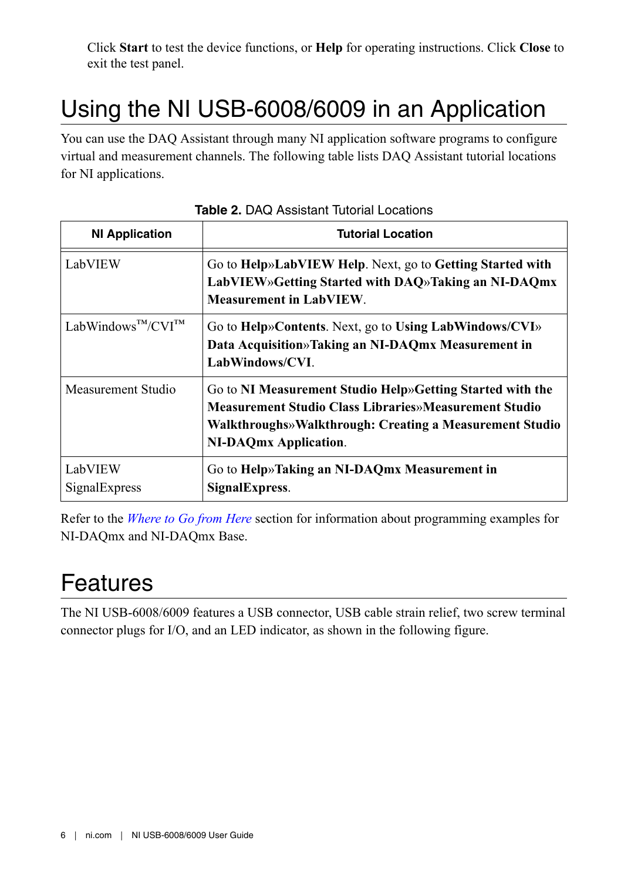Click **Start** to test the device functions, or **Help** for operating instructions. Click **Close** to exit the test panel.

# Using the NI USB-6008/6009 in an Application

You can use the DAQ Assistant through many NI application software programs to configure virtual and measurement channels. The following table lists DAQ Assistant tutorial locations for NI applications.

**Table 2.** DAQ Assistant Tutorial Locations

| NI Application | Tutorial Location |
|---|---|
| LabVIEW | Go to **Help»LabVIEW Help**. Next, go to **Getting Started with LabVIEW»Getting Started with DAQ»Taking an NI-DAQmx Measurement in LabVIEW**. |
| LabWindows™/CVI™ | Go to **Help»Contents**. Next, go to **Using LabWindows/CVI» Data Acquisition»Taking an NI-DAQmx Measurement in LabWindows/CVI**. |
| Measurement Studio | Go to **NI Measurement Studio Help»Getting Started with the Measurement Studio Class Libraries»Measurement Studio Walkthroughs»Walkthrough: Creating a Measurement Studio NI-DAQmx Application**. |
| LabVIEW SignalExpress | Go to **Help»Taking an NI-DAQmx Measurement in SignalExpress**. |

Refer to the *Where to Go from Here* section for information about programming examples for NI-DAQmx and NI-DAQmx Base.

# Features

The NI USB-6008/6009 features a USB connector, USB cable strain relief, two screw terminal connector plugs for I/O, and an LED indicator, as shown in the following figure.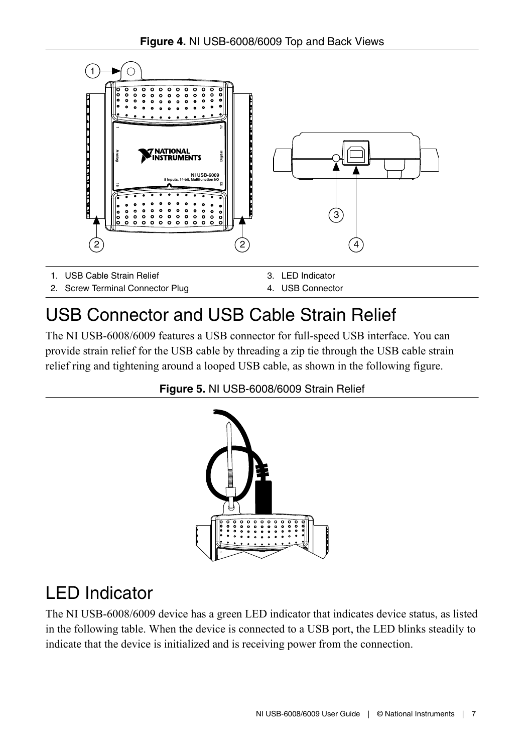**Figure 4.** NI USB-6008/6009 Top and Back Views

1. USB Cable Strain Relief
2. Screw Terminal Connector Plug
3. LED Indicator
4. USB Connector

## USB Connector and USB Cable Strain Relief

The NI USB-6008/6009 features a USB connector for full-speed USB interface. You can provide strain relief for the USB cable by threading a zip tie through the USB cable strain relief ring and tightening around a looped USB cable, as shown in the following figure.

**Figure 5.** NI USB-6008/6009 Strain Relief

## LED Indicator

The NI USB-6008/6009 device has a green LED indicator that indicates device status, as listed in the following table. When the device is connected to a USB port, the LED blinks steadily to indicate that the device is initialized and is receiving power from the connection.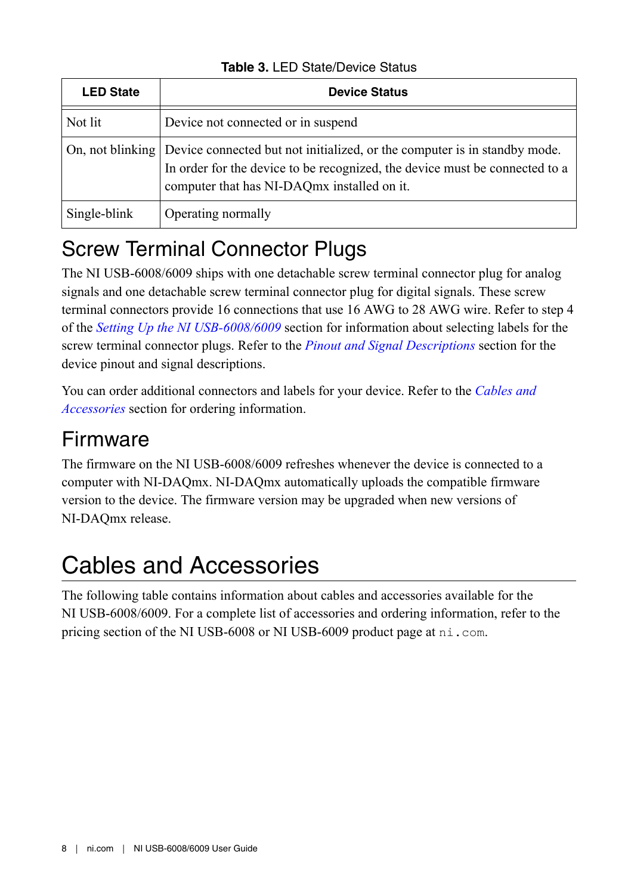**Table 3.** LED State/Device Status

| LED State | Device Status |
|---|---|
| Not lit | Device not connected or in suspend |
| On, not blinking | Device connected but not initialized, or the computer is in standby mode. In order for the device to be recognized, the device must be connected to a computer that has NI-DAQmx installed on it. |
| Single-blink | Operating normally |

## Screw Terminal Connector Plugs

The NI USB-6008/6009 ships with one detachable screw terminal connector plug for analog signals and one detachable screw terminal connector plug for digital signals. These screw terminal connectors provide 16 connections that use 16 AWG to 28 AWG wire. Refer to step 4 of the *Setting Up the NI USB-6008/6009* section for information about selecting labels for the screw terminal connector plugs. Refer to the *Pinout and Signal Descriptions* section for the device pinout and signal descriptions.

You can order additional connectors and labels for your device. Refer to the *Cables and Accessories* section for ordering information.

## Firmware

The firmware on the NI USB-6008/6009 refreshes whenever the device is connected to a computer with NI-DAQmx. NI-DAQmx automatically uploads the compatible firmware version to the device. The firmware version may be upgraded when new versions of NI-DAQmx release.

# Cables and Accessories

The following table contains information about cables and accessories available for the NI USB-6008/6009. For a complete list of accessories and ordering information, refer to the pricing section of the NI USB-6008 or NI USB-6009 product page at `ni.com`.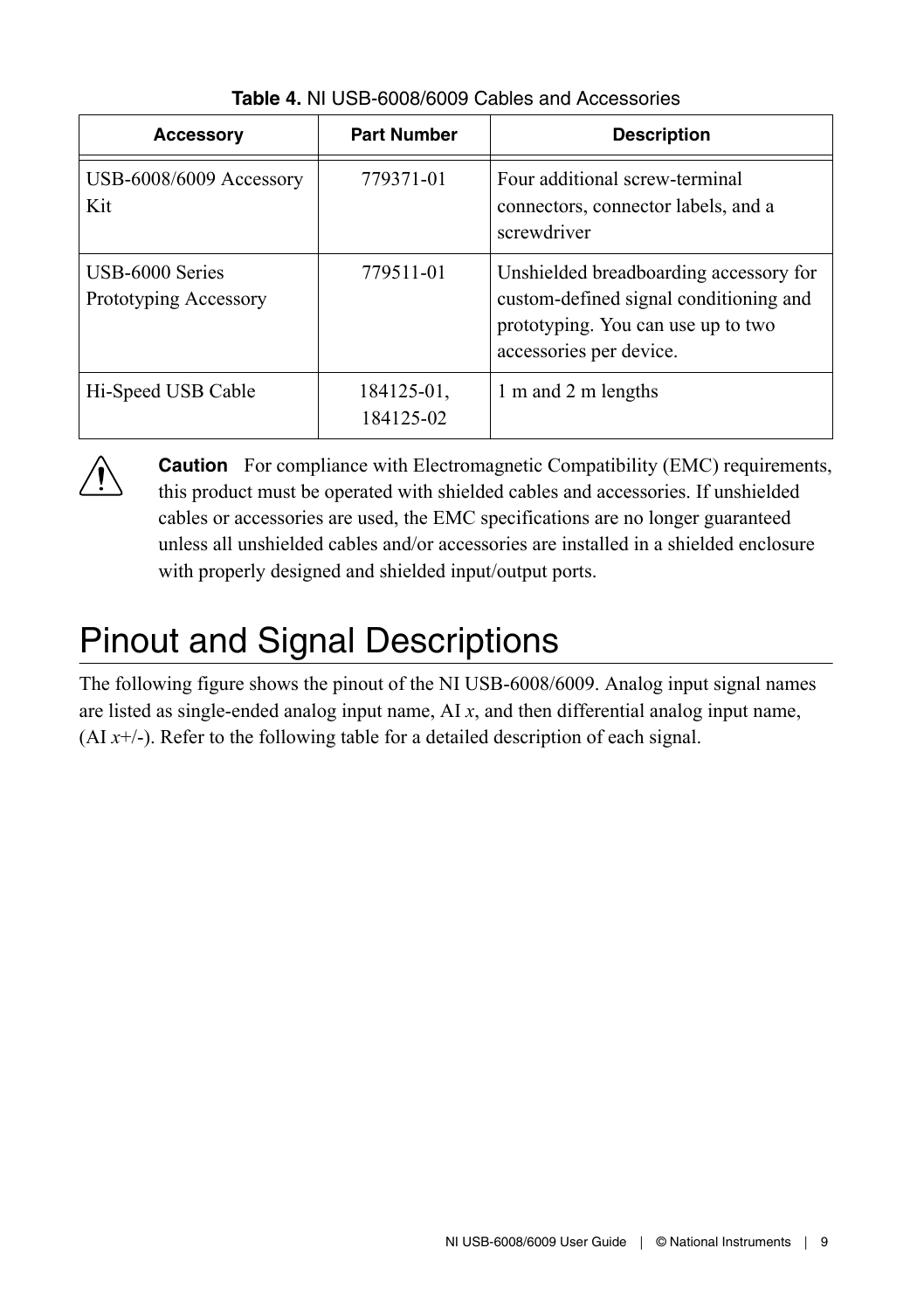**Table 4.** NI USB-6008/6009 Cables and Accessories

| Accessory | Part Number | Description |
|---|---|---|
| USB-6008/6009 Accessory Kit | 779371-01 | Four additional screw-terminal connectors, connector labels, and a screwdriver |
| USB-6000 Series Prototyping Accessory | 779511-01 | Unshielded breadboarding accessory for custom-defined signal conditioning and prototyping. You can use up to two accessories per device. |
| Hi-Speed USB Cable | 184125-01, 184125-02 | 1 m and 2 m lengths |

**Caution** For compliance with Electromagnetic Compatibility (EMC) requirements, this product must be operated with shielded cables and accessories. If unshielded cables or accessories are used, the EMC specifications are no longer guaranteed unless all unshielded cables and/or accessories are installed in a shielded enclosure with properly designed and shielded input/output ports.

# Pinout and Signal Descriptions

The following figure shows the pinout of the NI USB-6008/6009. Analog input signal names are listed as single-ended analog input name, AI *x*, and then differential analog input name, (AI *x*+/-). Refer to the following table for a detailed description of each signal.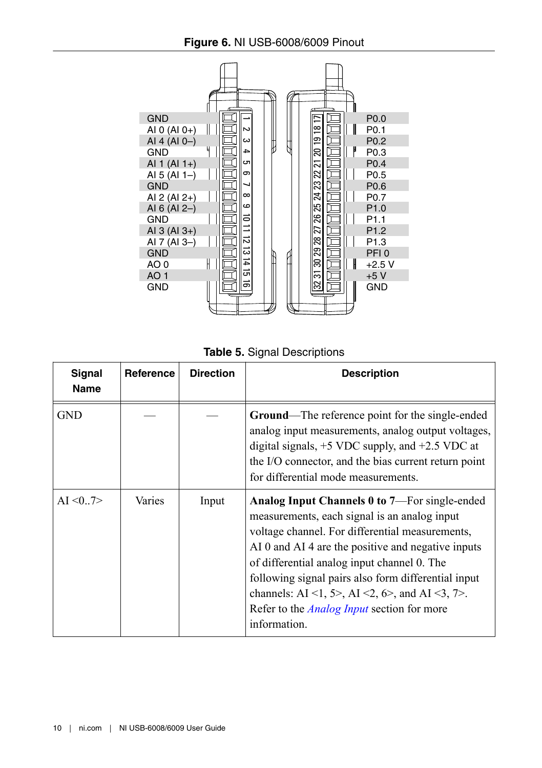**Figure 6.** NI USB-6008/6009 Pinout

| Signal | Pin | Pin | Signal |
|---|---|---|---|
| GND | 1 | 17 | P0.0 |
| AI 0 (AI 0+) | 2 | 18 | P0.1 |
| AI 4 (AI 0–) | 3 | 19 | P0.2 |
| GND | 4 | 20 | P0.3 |
| AI 1 (AI 1+) | 5 | 21 | P0.4 |
| AI 5 (AI 1–) | 6 | 22 | P0.5 |
| GND | 7 | 23 | P0.6 |
| AI 2 (AI 2+) | 8 | 24 | P0.7 |
| AI 6 (AI 2–) | 9 | 25 | P1.0 |
| GND | 10 | 26 | P1.1 |
| AI 3 (AI 3+) | 11 | 27 | P1.2 |
| AI 7 (AI 3–) | 12 | 28 | P1.3 |
| GND | 13 | 29 | PFI 0 |
| AO 0 | 14 | 30 | +2.5 V |
| AO 1 | 15 | 31 | +5 V |
| GND | 16 | 32 | GND |

**Table 5.** Signal Descriptions

| Signal Name | Reference | Direction | Description |
|---|---|---|---|
| GND | — | — | **Ground**—The reference point for the single-ended analog input measurements, analog output voltages, digital signals, +5 VDC supply, and +2.5 VDC at the I/O connector, and the bias current return point for differential mode measurements. |
| AI <0..7> | Varies | Input | **Analog Input Channels 0 to 7**—For single-ended measurements, each signal is an analog input voltage channel. For differential measurements, AI 0 and AI 4 are the positive and negative inputs of differential analog input channel 0. The following signal pairs also form differential input channels: AI <1, 5>, AI <2, 6>, and AI <3, 7>. Refer to the *Analog Input* section for more information. |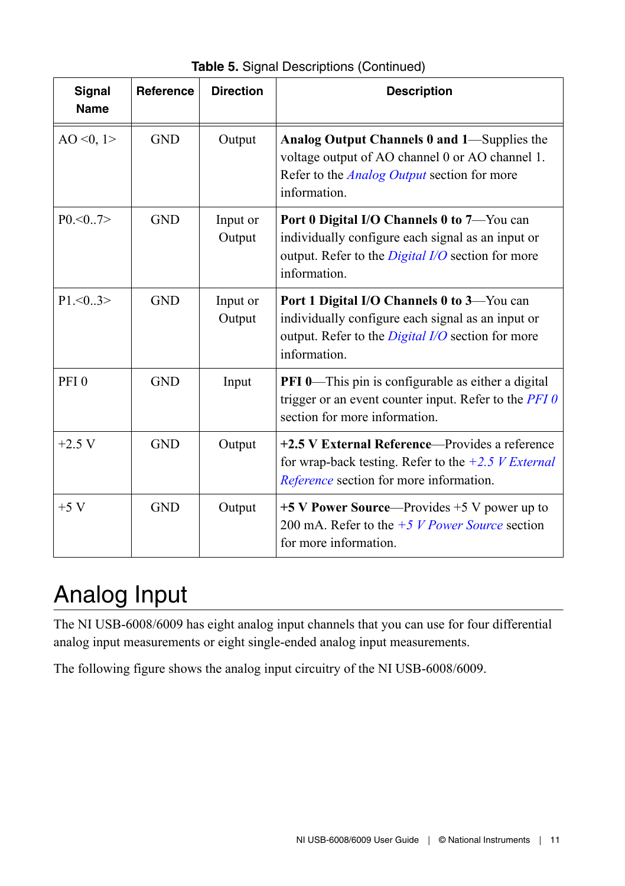**Table 5.** Signal Descriptions (Continued)

| Signal Name | Reference | Direction | Description |
|---|---|---|---|
| AO <0, 1> | GND | Output | **Analog Output Channels 0 and 1**—Supplies the voltage output of AO channel 0 or AO channel 1. Refer to the *Analog Output* section for more information. |
| P0.<0..7> | GND | Input or Output | **Port 0 Digital I/O Channels 0 to 7**—You can individually configure each signal as an input or output. Refer to the *Digital I/O* section for more information. |
| P1.<0..3> | GND | Input or Output | **Port 1 Digital I/O Channels 0 to 3**—You can individually configure each signal as an input or output. Refer to the *Digital I/O* section for more information. |
| PFI 0 | GND | Input | **PFI 0**—This pin is configurable as either a digital trigger or an event counter input. Refer to the *PFI 0* section for more information. |
| +2.5 V | GND | Output | **+2.5 V External Reference**—Provides a reference for wrap-back testing. Refer to the *+2.5 V External Reference* section for more information. |
| +5 V | GND | Output | **+5 V Power Source**—Provides +5 V power up to 200 mA. Refer to the *+5 V Power Source* section for more information. |

# Analog Input

The NI USB-6008/6009 has eight analog input channels that you can use for four differential analog input measurements or eight single-ended analog input measurements.

The following figure shows the analog input circuitry of the NI USB-6008/6009.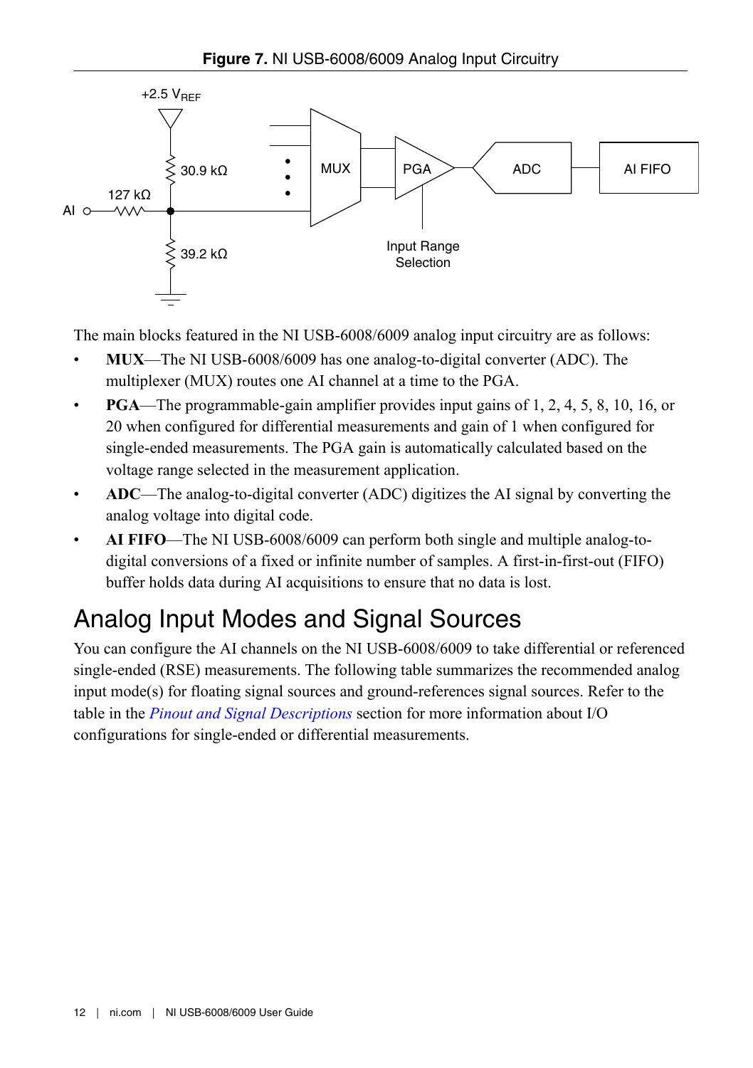**Figure 7.** NI USB-6008/6009 Analog Input Circuitry

The main blocks featured in the NI USB-6008/6009 analog input circuitry are as follows:

- **MUX**—The NI USB-6008/6009 has one analog-to-digital converter (ADC). The multiplexer (MUX) routes one AI channel at a time to the PGA.
- **PGA**—The programmable-gain amplifier provides input gains of 1, 2, 4, 5, 8, 10, 16, or 20 when configured for differential measurements and gain of 1 when configured for single-ended measurements. The PGA gain is automatically calculated based on the voltage range selected in the measurement application.
- **ADC**—The analog-to-digital converter (ADC) digitizes the AI signal by converting the analog voltage into digital code.
- **AI FIFO**—The NI USB-6008/6009 can perform both single and multiple analog-to-digital conversions of a fixed or infinite number of samples. A first-in-first-out (FIFO) buffer holds data during AI acquisitions to ensure that no data is lost.

# Analog Input Modes and Signal Sources

You can configure the AI channels on the NI USB-6008/6009 to take differential or referenced single-ended (RSE) measurements. The following table summarizes the recommended analog input mode(s) for floating signal sources and ground-references signal sources. Refer to the table in the *Pinout and Signal Descriptions* section for more information about I/O configurations for single-ended or differential measurements.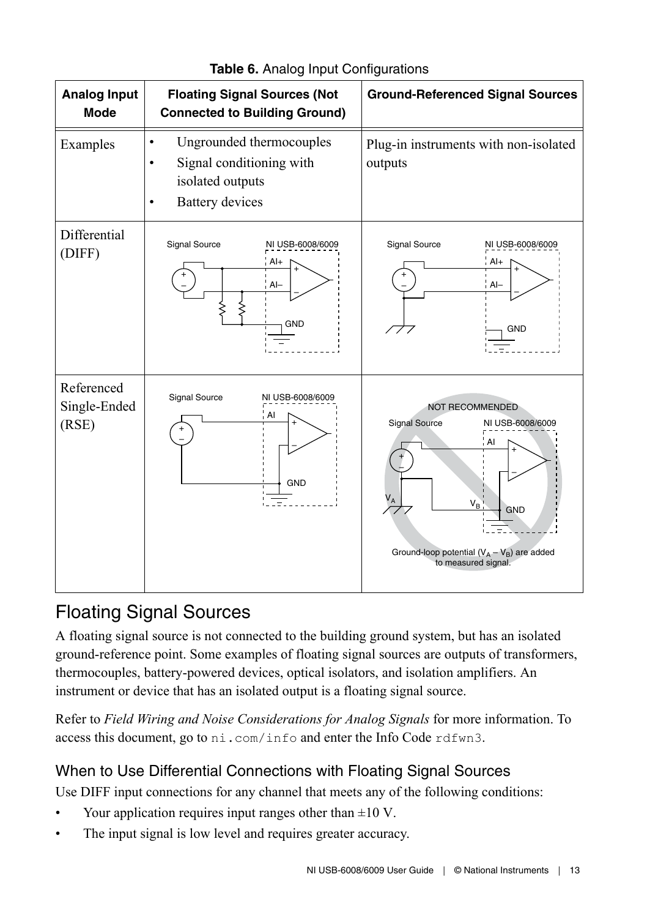**Table 6.** Analog Input Configurations

| Analog Input Mode | Floating Signal Sources (Not Connected to Building Ground) | Ground-Referenced Signal Sources |
|---|---|---|
| Examples | • Ungrounded thermocouples<br>• Signal conditioning with isolated outputs<br>• Battery devices | Plug-in instruments with non-isolated outputs |
| Differential (DIFF) | Signal Source — NI USB-6008/6009: AI+, AI–, GND | Signal Source — NI USB-6008/6009: AI+, AI–, GND |
| Referenced Single-Ended (RSE) | Signal Source — NI USB-6008/6009: AI, GND | NOT RECOMMENDED<br>Signal Source — NI USB-6008/6009: AI, GND, $V_A$, $V_B$<br>Ground-loop potential ($V_A$ – $V_B$) are added to measured signal. |

# Floating Signal Sources

A floating signal source is not connected to the building ground system, but has an isolated ground-reference point. Some examples of floating signal sources are outputs of transformers, thermocouples, battery-powered devices, optical isolators, and isolation amplifiers. An instrument or device that has an isolated output is a floating signal source.

Refer to *Field Wiring and Noise Considerations for Analog Signals* for more information. To access this document, go to `ni.com/info` and enter the Info Code `rdfwn3`.

## When to Use Differential Connections with Floating Signal Sources

Use DIFF input connections for any channel that meets any of the following conditions:

- Your application requires input ranges other than ±10 V.
- The input signal is low level and requires greater accuracy.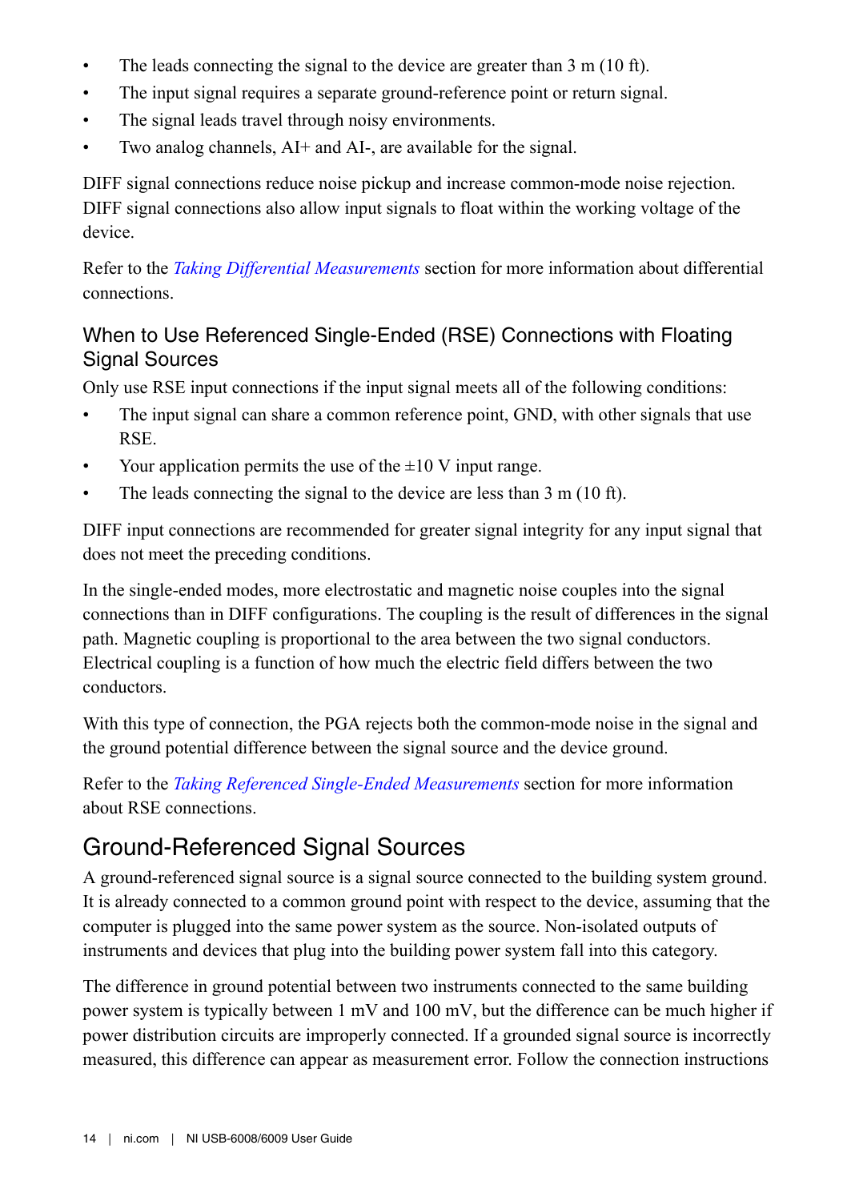- The leads connecting the signal to the device are greater than 3 m (10 ft).
- The input signal requires a separate ground-reference point or return signal.
- The signal leads travel through noisy environments.
- Two analog channels, AI+ and AI-, are available for the signal.

DIFF signal connections reduce noise pickup and increase common-mode noise rejection. DIFF signal connections also allow input signals to float within the working voltage of the device.

Refer to the *Taking Differential Measurements* section for more information about differential connections.

### When to Use Referenced Single-Ended (RSE) Connections with Floating Signal Sources

Only use RSE input connections if the input signal meets all of the following conditions:

- The input signal can share a common reference point, GND, with other signals that use RSE.
- Your application permits the use of the ±10 V input range.
- The leads connecting the signal to the device are less than 3 m (10 ft).

DIFF input connections are recommended for greater signal integrity for any input signal that does not meet the preceding conditions.

In the single-ended modes, more electrostatic and magnetic noise couples into the signal connections than in DIFF configurations. The coupling is the result of differences in the signal path. Magnetic coupling is proportional to the area between the two signal conductors. Electrical coupling is a function of how much the electric field differs between the two conductors.

With this type of connection, the PGA rejects both the common-mode noise in the signal and the ground potential difference between the signal source and the device ground.

Refer to the *Taking Referenced Single-Ended Measurements* section for more information about RSE connections.

## Ground-Referenced Signal Sources

A ground-referenced signal source is a signal source connected to the building system ground. It is already connected to a common ground point with respect to the device, assuming that the computer is plugged into the same power system as the source. Non-isolated outputs of instruments and devices that plug into the building power system fall into this category.

The difference in ground potential between two instruments connected to the same building power system is typically between 1 mV and 100 mV, but the difference can be much higher if power distribution circuits are improperly connected. If a grounded signal source is incorrectly measured, this difference can appear as measurement error. Follow the connection instructions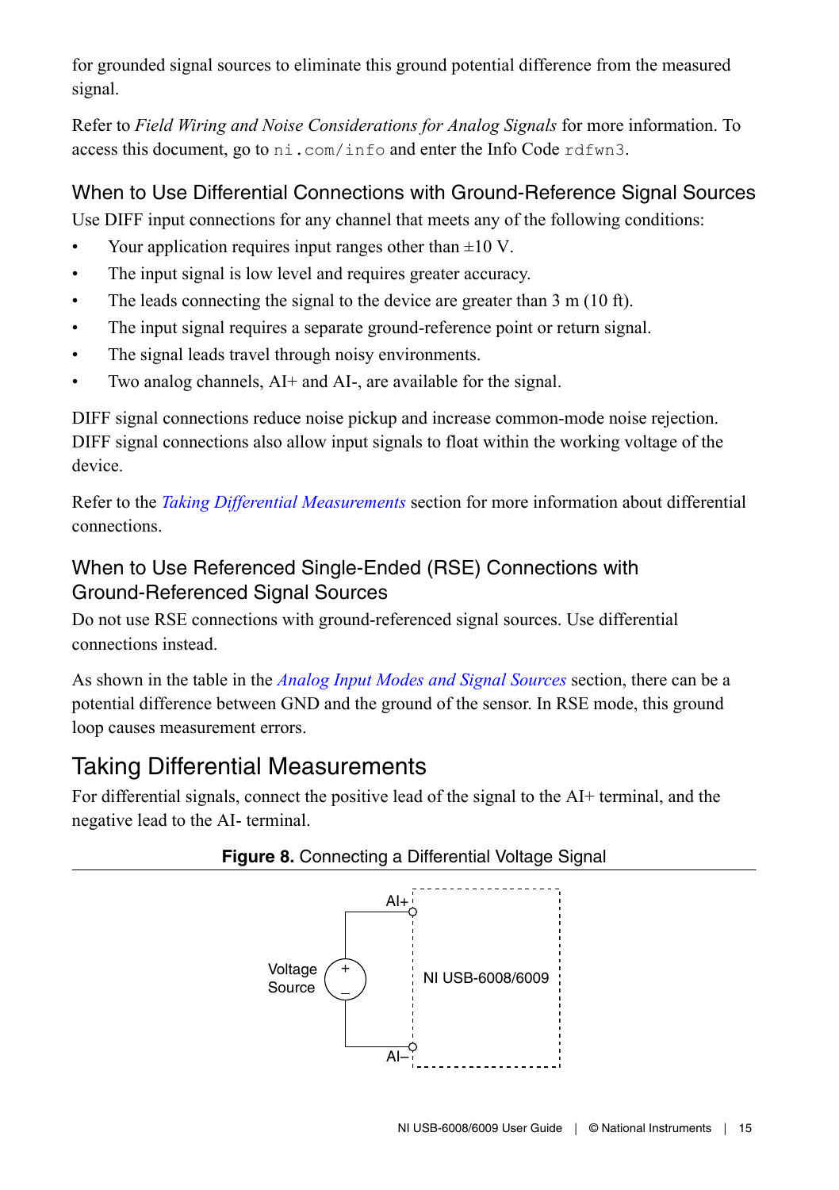for grounded signal sources to eliminate this ground potential difference from the measured signal.

Refer to *Field Wiring and Noise Considerations for Analog Signals* for more information. To access this document, go to `ni.com/info` and enter the Info Code `rdfwn3`.

### When to Use Differential Connections with Ground-Reference Signal Sources

Use DIFF input connections for any channel that meets any of the following conditions:

- Your application requires input ranges other than ±10 V.
- The input signal is low level and requires greater accuracy.
- The leads connecting the signal to the device are greater than 3 m (10 ft).
- The input signal requires a separate ground-reference point or return signal.
- The signal leads travel through noisy environments.
- Two analog channels, AI+ and AI-, are available for the signal.

DIFF signal connections reduce noise pickup and increase common-mode noise rejection. DIFF signal connections also allow input signals to float within the working voltage of the device.

Refer to the *Taking Differential Measurements* section for more information about differential connections.

### When to Use Referenced Single-Ended (RSE) Connections with Ground-Referenced Signal Sources

Do not use RSE connections with ground-referenced signal sources. Use differential connections instead.

As shown in the table in the *Analog Input Modes and Signal Sources* section, there can be a potential difference between GND and the ground of the sensor. In RSE mode, this ground loop causes measurement errors.

## Taking Differential Measurements

For differential signals, connect the positive lead of the signal to the AI+ terminal, and the negative lead to the AI- terminal.

**Figure 8.** Connecting a Differential Voltage Signal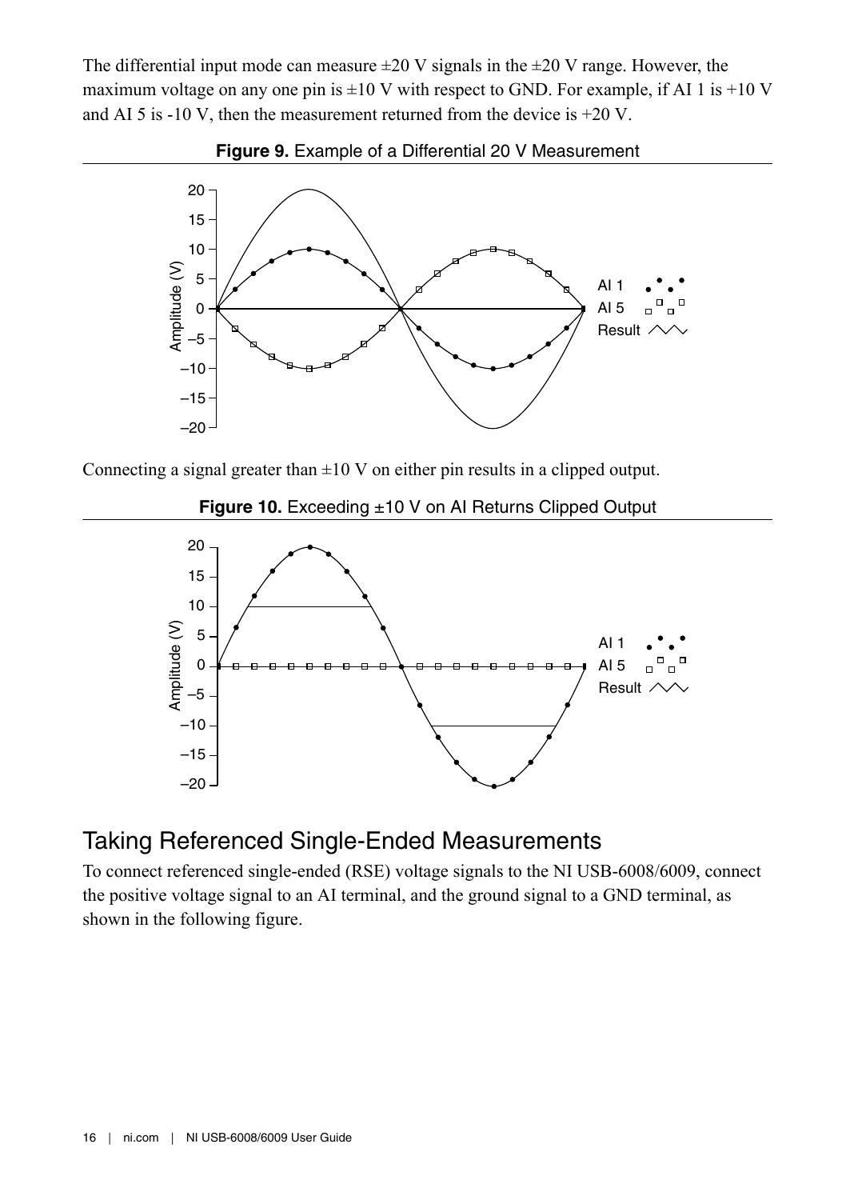The differential input mode can measure ±20 V signals in the ±20 V range. However, the maximum voltage on any one pin is ±10 V with respect to GND. For example, if AI 1 is +10 V and AI 5 is -10 V, then the measurement returned from the device is +20 V.

**Figure 9.** Example of a Differential 20 V Measurement

Connecting a signal greater than ±10 V on either pin results in a clipped output.

**Figure 10.** Exceeding ±10 V on AI Returns Clipped Output

## Taking Referenced Single-Ended Measurements

To connect referenced single-ended (RSE) voltage signals to the NI USB-6008/6009, connect the positive voltage signal to an AI terminal, and the ground signal to a GND terminal, as shown in the following figure.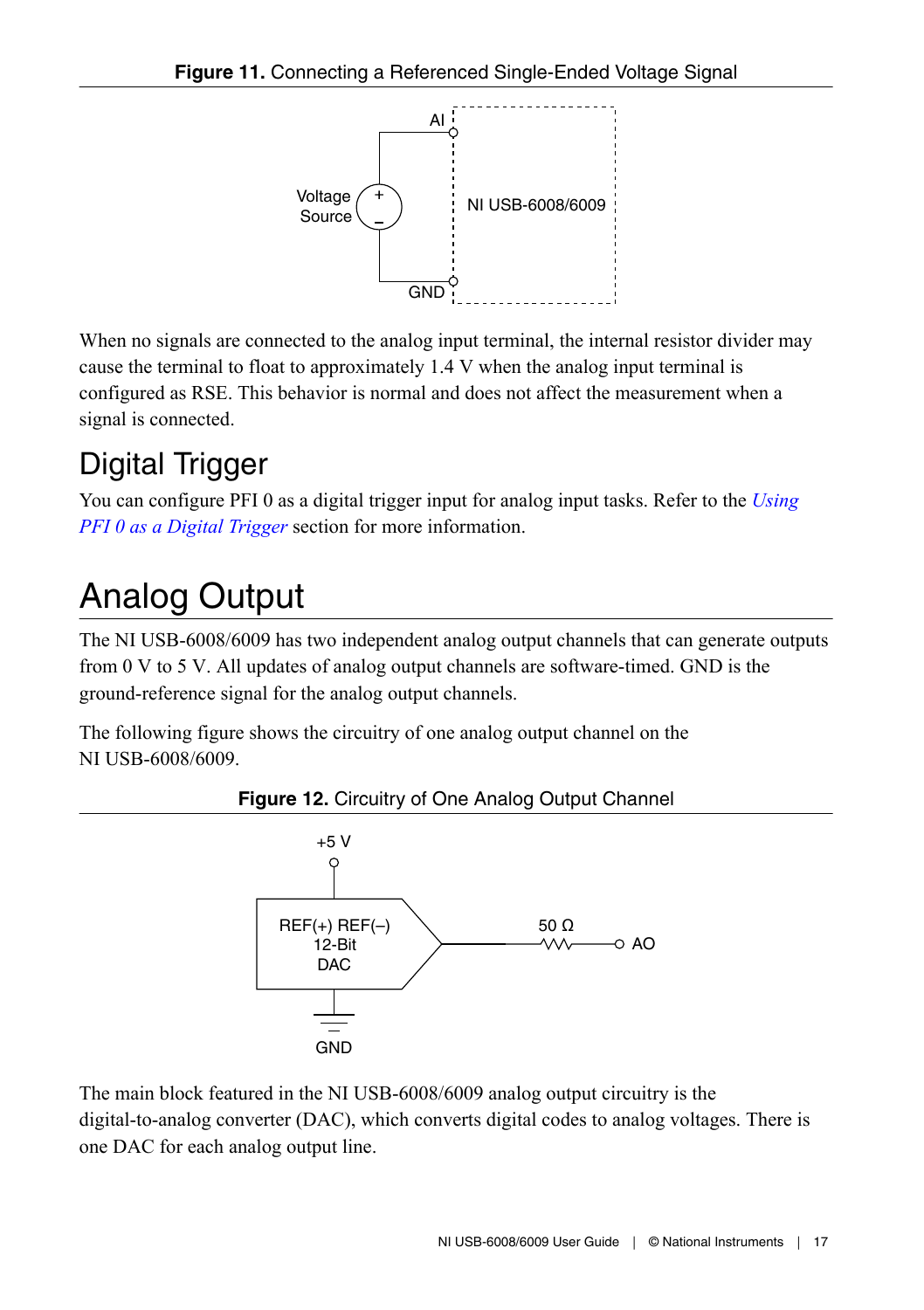**Figure 11.** Connecting a Referenced Single-Ended Voltage Signal

When no signals are connected to the analog input terminal, the internal resistor divider may cause the terminal to float to approximately 1.4 V when the analog input terminal is configured as RSE. This behavior is normal and does not affect the measurement when a signal is connected.

## Digital Trigger

You can configure PFI 0 as a digital trigger input for analog input tasks. Refer to the *Using PFI 0 as a Digital Trigger* section for more information.

# Analog Output

The NI USB-6008/6009 has two independent analog output channels that can generate outputs from 0 V to 5 V. All updates of analog output channels are software-timed. GND is the ground-reference signal for the analog output channels.

The following figure shows the circuitry of one analog output channel on the NI USB-6008/6009.

**Figure 12.** Circuitry of One Analog Output Channel

The main block featured in the NI USB-6008/6009 analog output circuitry is the digital-to-analog converter (DAC), which converts digital codes to analog voltages. There is one DAC for each analog output line.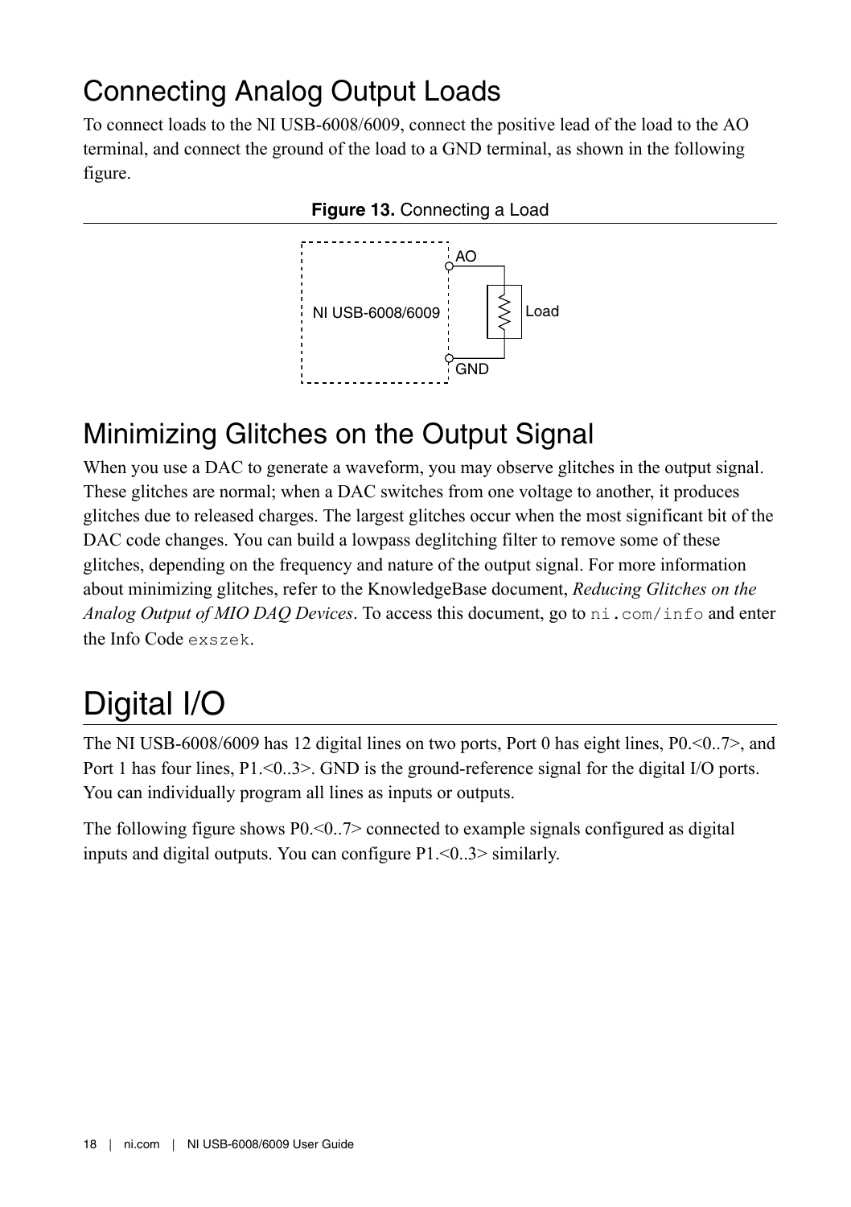## Connecting Analog Output Loads

To connect loads to the NI USB-6008/6009, connect the positive lead of the load to the AO terminal, and connect the ground of the load to a GND terminal, as shown in the following figure.

**Figure 13.** Connecting a Load

## Minimizing Glitches on the Output Signal

When you use a DAC to generate a waveform, you may observe glitches in the output signal. These glitches are normal; when a DAC switches from one voltage to another, it produces glitches due to released charges. The largest glitches occur when the most significant bit of the DAC code changes. You can build a lowpass deglitching filter to remove some of these glitches, depending on the frequency and nature of the output signal. For more information about minimizing glitches, refer to the KnowledgeBase document, *Reducing Glitches on the Analog Output of MIO DAQ Devices*. To access this document, go to `ni.com/info` and enter the Info Code `exszek`.

# Digital I/O

The NI USB-6008/6009 has 12 digital lines on two ports, Port 0 has eight lines, P0.<0..7>, and Port 1 has four lines, P1.<0..3>. GND is the ground-reference signal for the digital I/O ports. You can individually program all lines as inputs or outputs.

The following figure shows P0.<0..7> connected to example signals configured as digital inputs and digital outputs. You can configure P1.<0..3> similarly.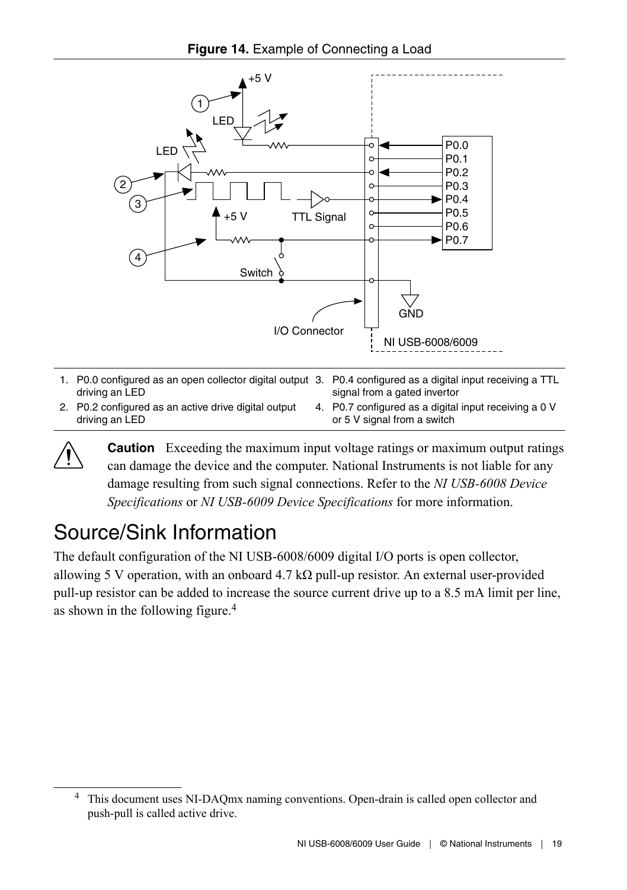**Figure 14.** Example of Connecting a Load

1. P0.0 configured as an open collector digital output driving an LED
2. P0.2 configured as an active drive digital output driving an LED
3. P0.4 configured as a digital input receiving a TTL signal from a gated invertor
4. P0.7 configured as a digital input receiving a 0 V or 5 V signal from a switch

> **Caution** Exceeding the maximum input voltage ratings or maximum output ratings can damage the device and the computer. National Instruments is not liable for any damage resulting from such signal connections. Refer to the *NI USB-6008 Device Specifications* or *NI USB-6009 Device Specifications* for more information.

# Source/Sink Information

The default configuration of the NI USB-6008/6009 digital I/O ports is open collector, allowing 5 V operation, with an onboard 4.7 kΩ pull-up resistor. An external user-provided pull-up resistor can be added to increase the source current drive up to a 8.5 mA limit per line, as shown in the following figure.[4]

[4] This document uses NI-DAQmx naming conventions. Open-drain is called open collector and push-pull is called active drive.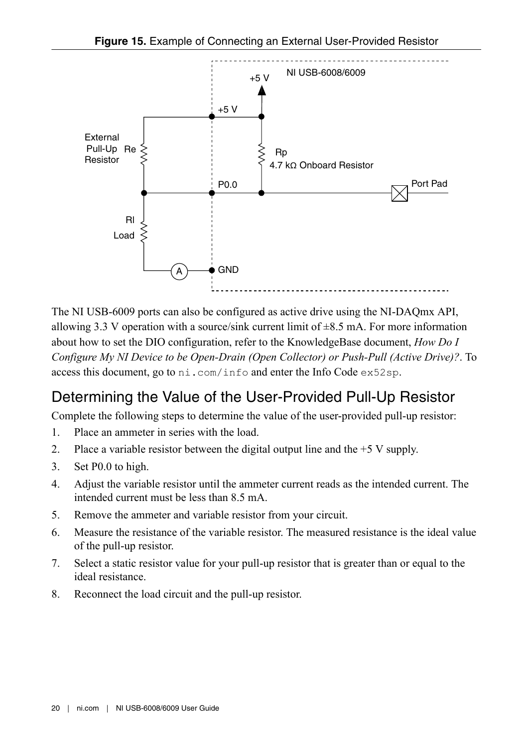**Figure 15.** Example of Connecting an External User-Provided Resistor

The NI USB-6009 ports can also be configured as active drive using the NI-DAQmx API, allowing 3.3 V operation with a source/sink current limit of ±8.5 mA. For more information about how to set the DIO configuration, refer to the KnowledgeBase document, *How Do I Configure My NI Device to be Open-Drain (Open Collector) or Push-Pull (Active Drive)?*. To access this document, go to `ni.com/info` and enter the Info Code `ex52sp`.

## Determining the Value of the User-Provided Pull-Up Resistor

Complete the following steps to determine the value of the user-provided pull-up resistor:

1. Place an ammeter in series with the load.
2. Place a variable resistor between the digital output line and the +5 V supply.
3. Set P0.0 to high.
4. Adjust the variable resistor until the ammeter current reads as the intended current. The intended current must be less than 8.5 mA.
5. Remove the ammeter and variable resistor from your circuit.
6. Measure the resistance of the variable resistor. The measured resistance is the ideal value of the pull-up resistor.
7. Select a static resistor value for your pull-up resistor that is greater than or equal to the ideal resistance.
8. Reconnect the load circuit and the pull-up resistor.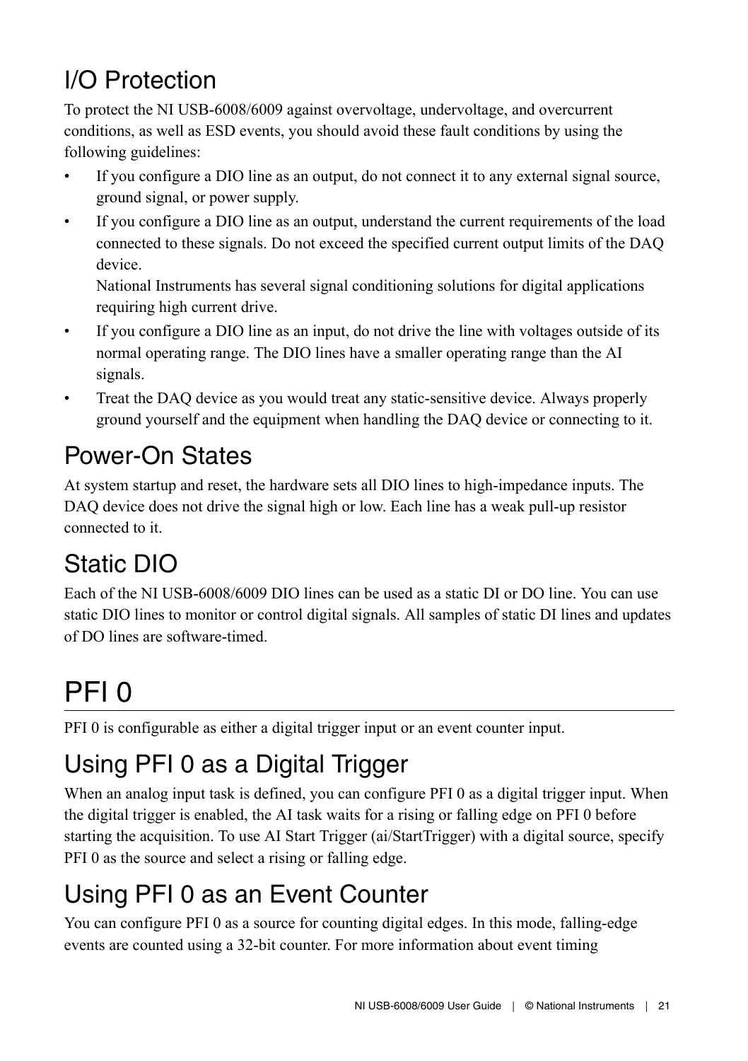## I/O Protection

To protect the NI USB-6008/6009 against overvoltage, undervoltage, and overcurrent conditions, as well as ESD events, you should avoid these fault conditions by using the following guidelines:

- If you configure a DIO line as an output, do not connect it to any external signal source, ground signal, or power supply.
- If you configure a DIO line as an output, understand the current requirements of the load connected to these signals. Do not exceed the specified current output limits of the DAQ device.

  National Instruments has several signal conditioning solutions for digital applications requiring high current drive.
- If you configure a DIO line as an input, do not drive the line with voltages outside of its normal operating range. The DIO lines have a smaller operating range than the AI signals.
- Treat the DAQ device as you would treat any static-sensitive device. Always properly ground yourself and the equipment when handling the DAQ device or connecting to it.

## Power-On States

At system startup and reset, the hardware sets all DIO lines to high-impedance inputs. The DAQ device does not drive the signal high or low. Each line has a weak pull-up resistor connected to it.

## Static DIO

Each of the NI USB-6008/6009 DIO lines can be used as a static DI or DO line. You can use static DIO lines to monitor or control digital signals. All samples of static DI lines and updates of DO lines are software-timed.

# PFI 0

PFI 0 is configurable as either a digital trigger input or an event counter input.

## Using PFI 0 as a Digital Trigger

When an analog input task is defined, you can configure PFI 0 as a digital trigger input. When the digital trigger is enabled, the AI task waits for a rising or falling edge on PFI 0 before starting the acquisition. To use AI Start Trigger (ai/StartTrigger) with a digital source, specify PFI 0 as the source and select a rising or falling edge.

## Using PFI 0 as an Event Counter

You can configure PFI 0 as a source for counting digital edges. In this mode, falling-edge events are counted using a 32-bit counter. For more information about event timing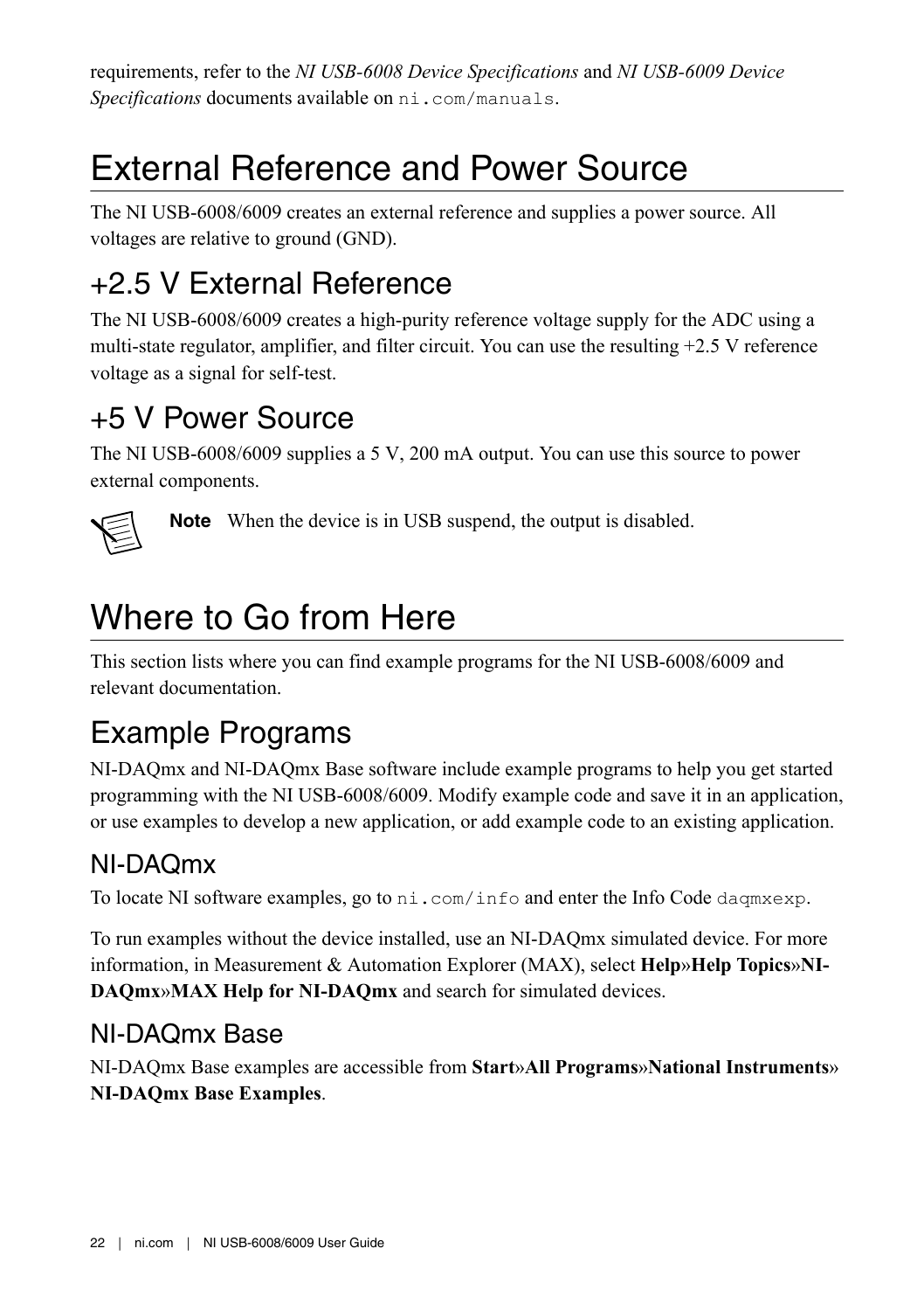requirements, refer to the *NI USB-6008 Device Specifications* and *NI USB-6009 Device Specifications* documents available on `ni.com/manuals`.

# External Reference and Power Source

The NI USB-6008/6009 creates an external reference and supplies a power source. All voltages are relative to ground (GND).

## +2.5 V External Reference

The NI USB-6008/6009 creates a high-purity reference voltage supply for the ADC using a multi-state regulator, amplifier, and filter circuit. You can use the resulting +2.5 V reference voltage as a signal for self-test.

## +5 V Power Source

The NI USB-6008/6009 supplies a 5 V, 200 mA output. You can use this source to power external components.

**Note** When the device is in USB suspend, the output is disabled.

# Where to Go from Here

This section lists where you can find example programs for the NI USB-6008/6009 and relevant documentation.

## Example Programs

NI-DAQmx and NI-DAQmx Base software include example programs to help you get started programming with the NI USB-6008/6009. Modify example code and save it in an application, or use examples to develop a new application, or add example code to an existing application.

### NI-DAQmx

To locate NI software examples, go to `ni.com/info` and enter the Info Code `daqmxexp`.

To run examples without the device installed, use an NI-DAQmx simulated device. For more information, in Measurement & Automation Explorer (MAX), select **Help**»**Help Topics**»**NI-DAQmx**»**MAX Help for NI-DAQmx** and search for simulated devices.

### NI-DAQmx Base

NI-DAQmx Base examples are accessible from **Start**»**All Programs**»**National Instruments**»**NI-DAQmx Base Examples**.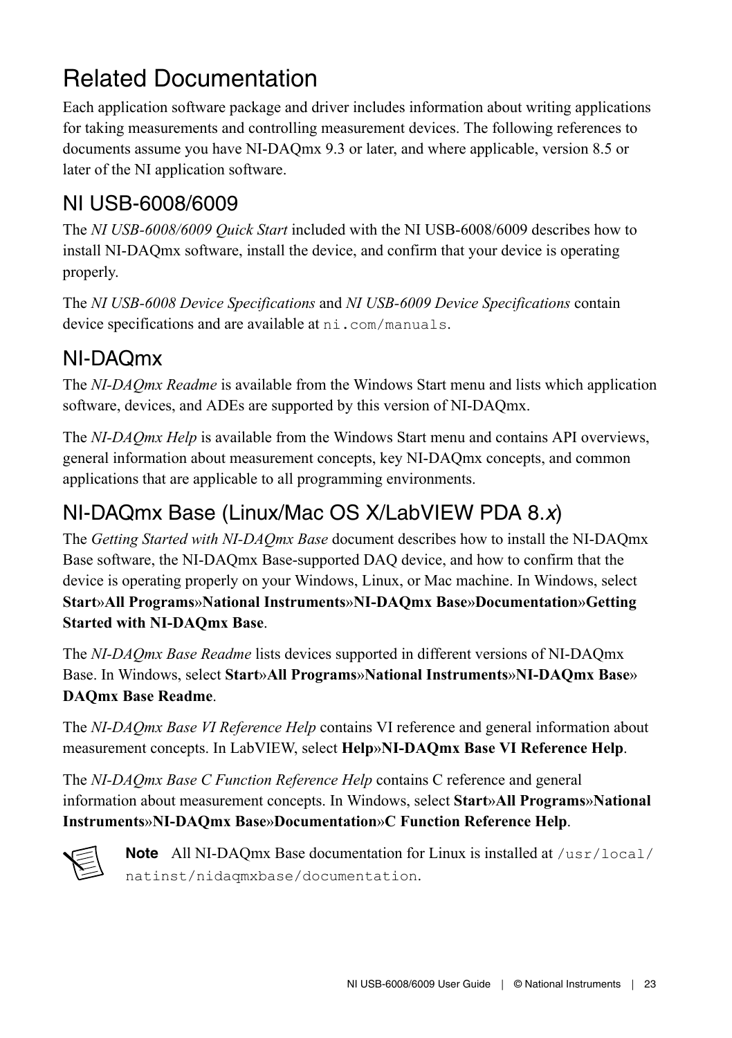# Related Documentation

Each application software package and driver includes information about writing applications for taking measurements and controlling measurement devices. The following references to documents assume you have NI-DAQmx 9.3 or later, and where applicable, version 8.5 or later of the NI application software.

## NI USB-6008/6009

The *NI USB-6008/6009 Quick Start* included with the NI USB-6008/6009 describes how to install NI-DAQmx software, install the device, and confirm that your device is operating properly.

The *NI USB-6008 Device Specifications* and *NI USB-6009 Device Specifications* contain device specifications and are available at `ni.com/manuals`.

## NI-DAQmx

The *NI-DAQmx Readme* is available from the Windows Start menu and lists which application software, devices, and ADEs are supported by this version of NI-DAQmx.

The *NI-DAQmx Help* is available from the Windows Start menu and contains API overviews, general information about measurement concepts, key NI-DAQmx concepts, and common applications that are applicable to all programming environments.

## NI-DAQmx Base (Linux/Mac OS X/LabVIEW PDA 8.*x*)

The *Getting Started with NI-DAQmx Base* document describes how to install the NI-DAQmx Base software, the NI-DAQmx Base-supported DAQ device, and how to confirm that the device is operating properly on your Windows, Linux, or Mac machine. In Windows, select **Start**»**All Programs**»**National Instruments**»**NI-DAQmx Base**»**Documentation**»**Getting Started with NI-DAQmx Base**.

The *NI-DAQmx Base Readme* lists devices supported in different versions of NI-DAQmx Base. In Windows, select **Start**»**All Programs**»**National Instruments**»**NI-DAQmx Base**»**DAQmx Base Readme**.

The *NI-DAQmx Base VI Reference Help* contains VI reference and general information about measurement concepts. In LabVIEW, select **Help**»**NI-DAQmx Base VI Reference Help**.

The *NI-DAQmx Base C Function Reference Help* contains C reference and general information about measurement concepts. In Windows, select **Start**»**All Programs**»**National Instruments**»**NI-DAQmx Base**»**Documentation**»**C Function Reference Help**.

**Note** All NI-DAQmx Base documentation for Linux is installed at `/usr/local/natinst/nidaqmxbase/documentation`.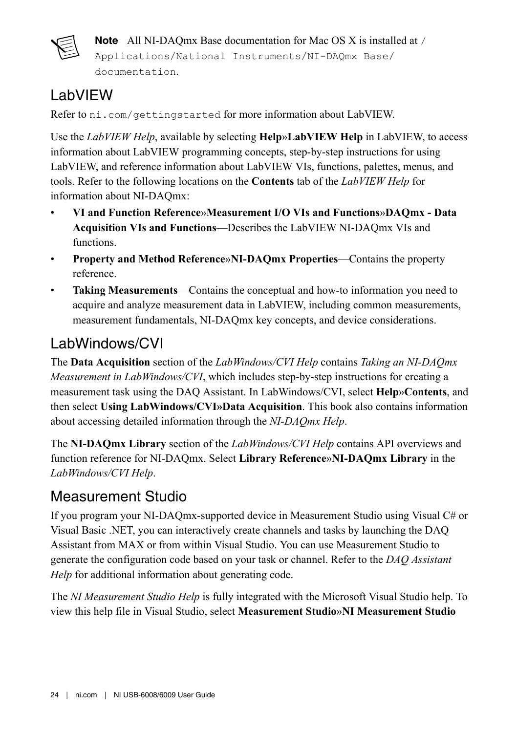**Note** All NI-DAQmx Base documentation for Mac OS X is installed at `/Applications/National Instruments/NI-DAQmx Base/documentation`.

## LabVIEW

Refer to `ni.com/gettingstarted` for more information about LabVIEW.

Use the *LabVIEW Help*, available by selecting **Help»LabVIEW Help** in LabVIEW, to access information about LabVIEW programming concepts, step-by-step instructions for using LabVIEW, and reference information about LabVIEW VIs, functions, palettes, menus, and tools. Refer to the following locations on the **Contents** tab of the *LabVIEW Help* for information about NI-DAQmx:

- **VI and Function Reference»Measurement I/O VIs and Functions»DAQmx - Data Acquisition VIs and Functions**—Describes the LabVIEW NI-DAQmx VIs and functions.
- **Property and Method Reference»NI-DAQmx Properties**—Contains the property reference.
- **Taking Measurements**—Contains the conceptual and how-to information you need to acquire and analyze measurement data in LabVIEW, including common measurements, measurement fundamentals, NI-DAQmx key concepts, and device considerations.

## LabWindows/CVI

The **Data Acquisition** section of the *LabWindows/CVI Help* contains *Taking an NI-DAQmx Measurement in LabWindows/CVI*, which includes step-by-step instructions for creating a measurement task using the DAQ Assistant. In LabWindows/CVI, select **Help»Contents**, and then select **Using LabWindows/CVI»Data Acquisition**. This book also contains information about accessing detailed information through the *NI-DAQmx Help*.

The **NI-DAQmx Library** section of the *LabWindows/CVI Help* contains API overviews and function reference for NI-DAQmx. Select **Library Reference»NI-DAQmx Library** in the *LabWindows/CVI Help*.

## Measurement Studio

If you program your NI-DAQmx-supported device in Measurement Studio using Visual C# or Visual Basic .NET, you can interactively create channels and tasks by launching the DAQ Assistant from MAX or from within Visual Studio. You can use Measurement Studio to generate the configuration code based on your task or channel. Refer to the *DAQ Assistant Help* for additional information about generating code.

The *NI Measurement Studio Help* is fully integrated with the Microsoft Visual Studio help. To view this help file in Visual Studio, select **Measurement Studio»NI Measurement Studio**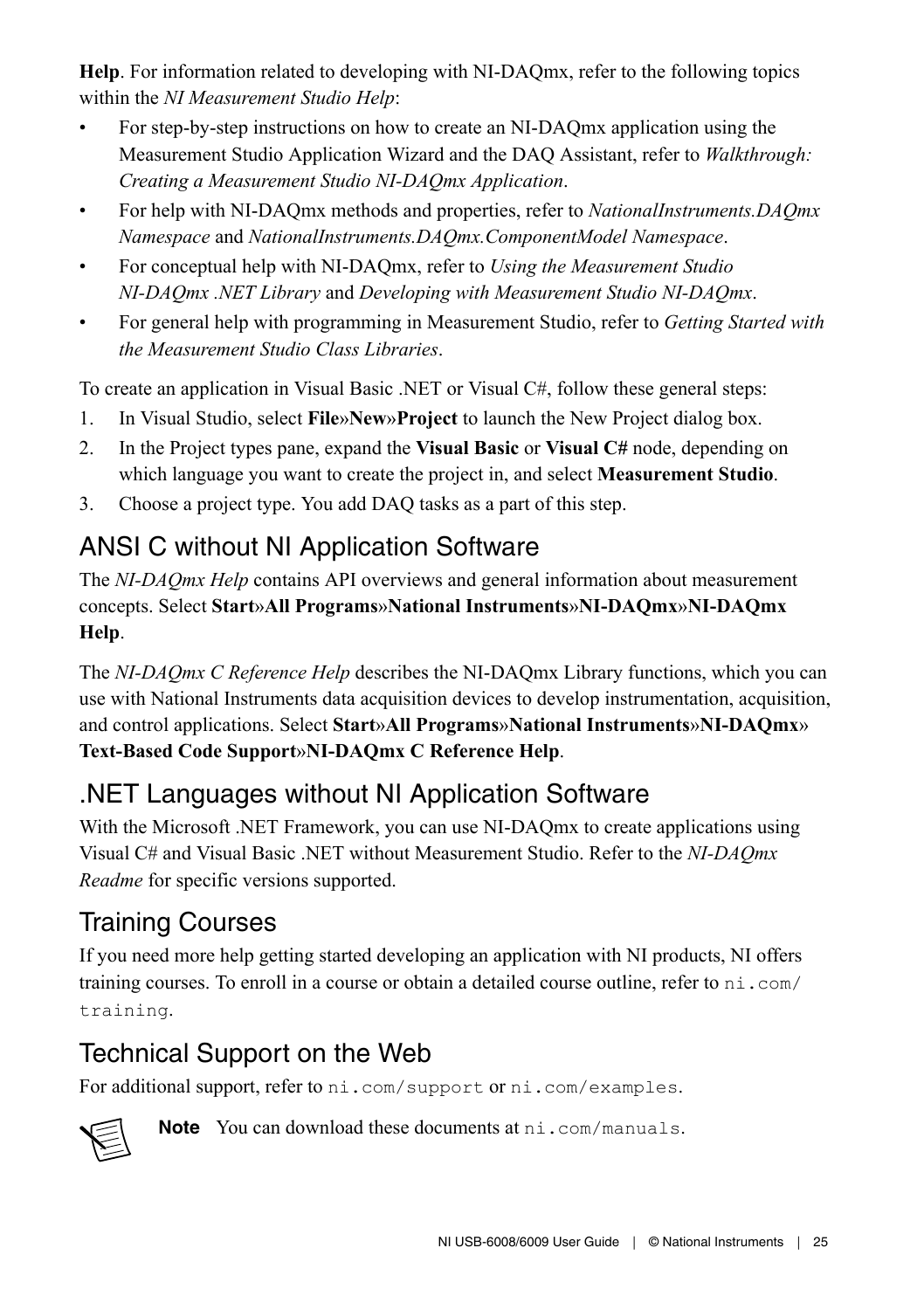**Help**. For information related to developing with NI-DAQmx, refer to the following topics within the *NI Measurement Studio Help*:

- For step-by-step instructions on how to create an NI-DAQmx application using the Measurement Studio Application Wizard and the DAQ Assistant, refer to *Walkthrough: Creating a Measurement Studio NI-DAQmx Application*.
- For help with NI-DAQmx methods and properties, refer to *NationalInstruments.DAQmx Namespace* and *NationalInstruments.DAQmx.ComponentModel Namespace*.
- For conceptual help with NI-DAQmx, refer to *Using the Measurement Studio NI-DAQmx .NET Library* and *Developing with Measurement Studio NI-DAQmx*.
- For general help with programming in Measurement Studio, refer to *Getting Started with the Measurement Studio Class Libraries*.

To create an application in Visual Basic .NET or Visual C#, follow these general steps:

1. In Visual Studio, select **File**»**New**»**Project** to launch the New Project dialog box.
2. In the Project types pane, expand the **Visual Basic** or **Visual C#** node, depending on which language you want to create the project in, and select **Measurement Studio**.
3. Choose a project type. You add DAQ tasks as a part of this step.

## ANSI C without NI Application Software

The *NI-DAQmx Help* contains API overviews and general information about measurement concepts. Select **Start**»**All Programs**»**National Instruments**»**NI-DAQmx**»**NI-DAQmx Help**.

The *NI-DAQmx C Reference Help* describes the NI-DAQmx Library functions, which you can use with National Instruments data acquisition devices to develop instrumentation, acquisition, and control applications. Select **Start**»**All Programs**»**National Instruments**»**NI-DAQmx**»**Text-Based Code Support**»**NI-DAQmx C Reference Help**.

## .NET Languages without NI Application Software

With the Microsoft .NET Framework, you can use NI-DAQmx to create applications using Visual C# and Visual Basic .NET without Measurement Studio. Refer to the *NI-DAQmx Readme* for specific versions supported.

## Training Courses

If you need more help getting started developing an application with NI products, NI offers training courses. To enroll in a course or obtain a detailed course outline, refer to `ni.com/training`.

## Technical Support on the Web

For additional support, refer to `ni.com/support` or `ni.com/examples`.

**Note** You can download these documents at `ni.com/manuals`.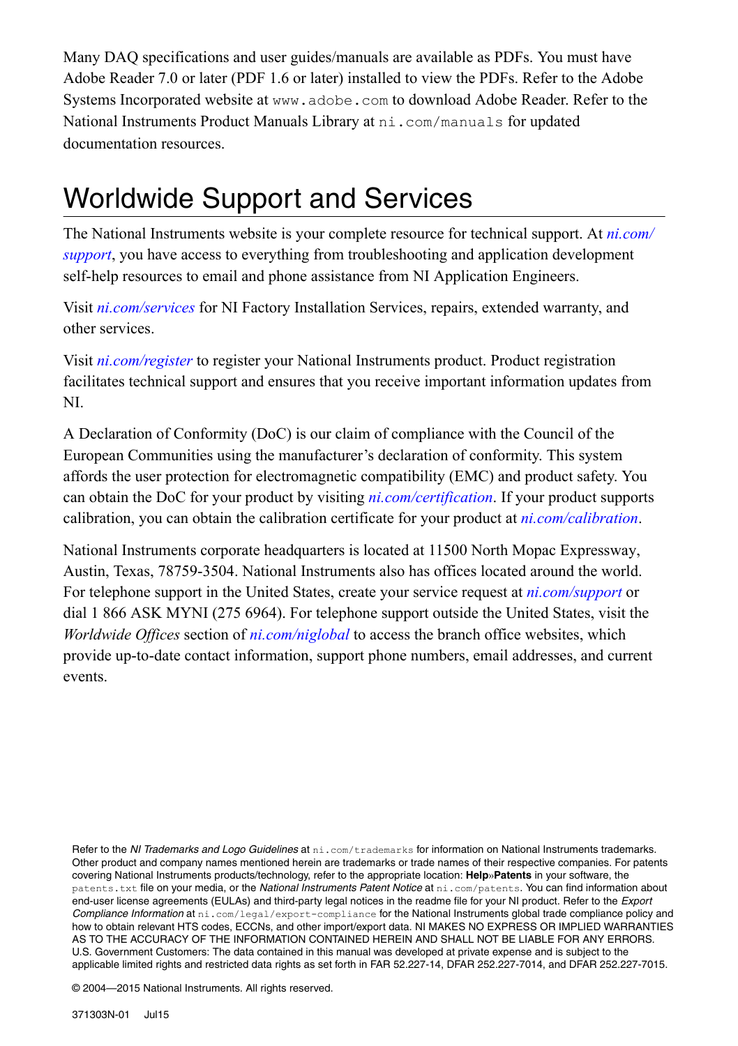Many DAQ specifications and user guides/manuals are available as PDFs. You must have Adobe Reader 7.0 or later (PDF 1.6 or later) installed to view the PDFs. Refer to the Adobe Systems Incorporated website at `www.adobe.com` to download Adobe Reader. Refer to the National Instruments Product Manuals Library at `ni.com/manuals` for updated documentation resources.

# Worldwide Support and Services

The National Instruments website is your complete resource for technical support. At *ni.com/support*, you have access to everything from troubleshooting and application development self-help resources to email and phone assistance from NI Application Engineers.

Visit *ni.com/services* for NI Factory Installation Services, repairs, extended warranty, and other services.

Visit *ni.com/register* to register your National Instruments product. Product registration facilitates technical support and ensures that you receive important information updates from NI.

A Declaration of Conformity (DoC) is our claim of compliance with the Council of the European Communities using the manufacturer's declaration of conformity. This system affords the user protection for electromagnetic compatibility (EMC) and product safety. You can obtain the DoC for your product by visiting *ni.com/certification*. If your product supports calibration, you can obtain the calibration certificate for your product at *ni.com/calibration*.

National Instruments corporate headquarters is located at 11500 North Mopac Expressway, Austin, Texas, 78759-3504. National Instruments also has offices located around the world. For telephone support in the United States, create your service request at *ni.com/support* or dial 1 866 ASK MYNI (275 6964). For telephone support outside the United States, visit the *Worldwide Offices* section of *ni.com/niglobal* to access the branch office websites, which provide up-to-date contact information, support phone numbers, email addresses, and current events.

Refer to the *NI Trademarks and Logo Guidelines* at `ni.com/trademarks` for information on National Instruments trademarks. Other product and company names mentioned herein are trademarks or trade names of their respective companies. For patents covering National Instruments products/technology, refer to the appropriate location: **Help»Patents** in your software, the `patents.txt` file on your media, or the *National Instruments Patent Notice* at `ni.com/patents`. You can find information about end-user license agreements (EULAs) and third-party legal notices in the readme file for your NI product. Refer to the *Export Compliance Information* at `ni.com/legal/export-compliance` for the National Instruments global trade compliance policy and how to obtain relevant HTS codes, ECCNs, and other import/export data. NI MAKES NO EXPRESS OR IMPLIED WARRANTIES AS TO THE ACCURACY OF THE INFORMATION CONTAINED HEREIN AND SHALL NOT BE LIABLE FOR ANY ERRORS. U.S. Government Customers: The data contained in this manual was developed at private expense and is subject to the applicable limited rights and restricted data rights as set forth in FAR 52.227-14, DFAR 252.227-7014, and DFAR 252.227-7015.

© 2004—2015 National Instruments. All rights reserved.

371303N-01 Jul15